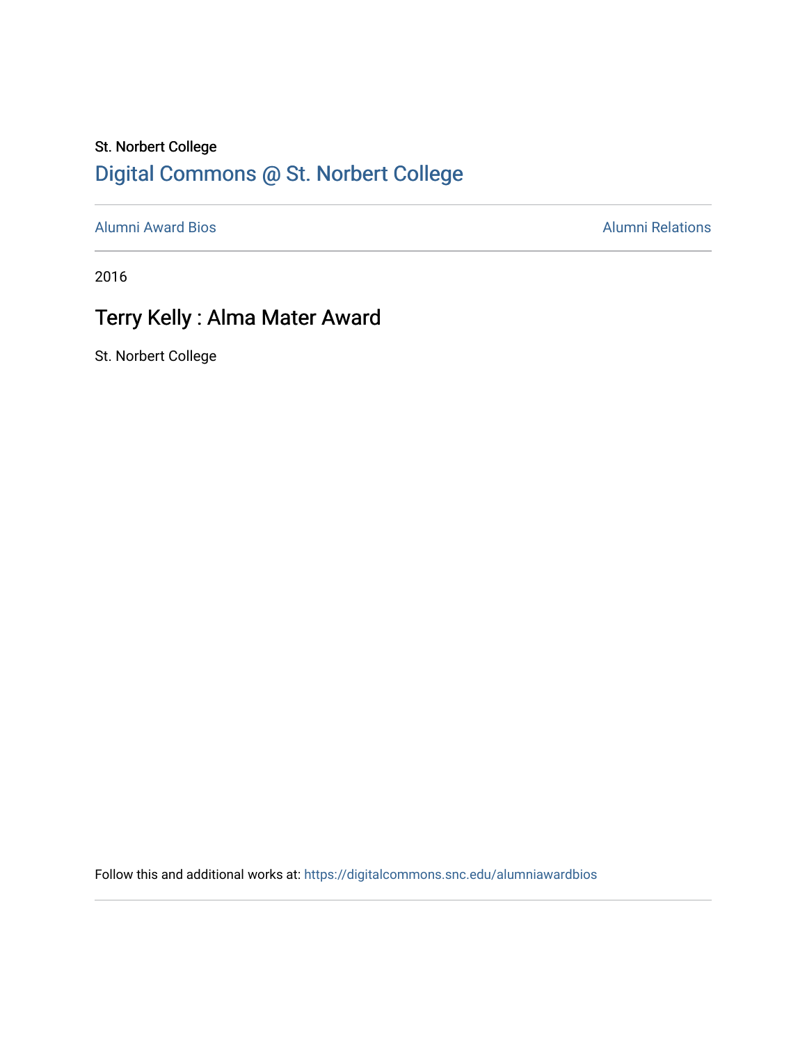St. Norbert College

Digital Commons @ St. Norbert College

Alumni Award Bios | Alumni Relations

2016

# Terry Kelly : Alma Mater Award

St. Norbert College

Follow this and additional works at: https://digitalcommons.snc.edu/alumniawardbios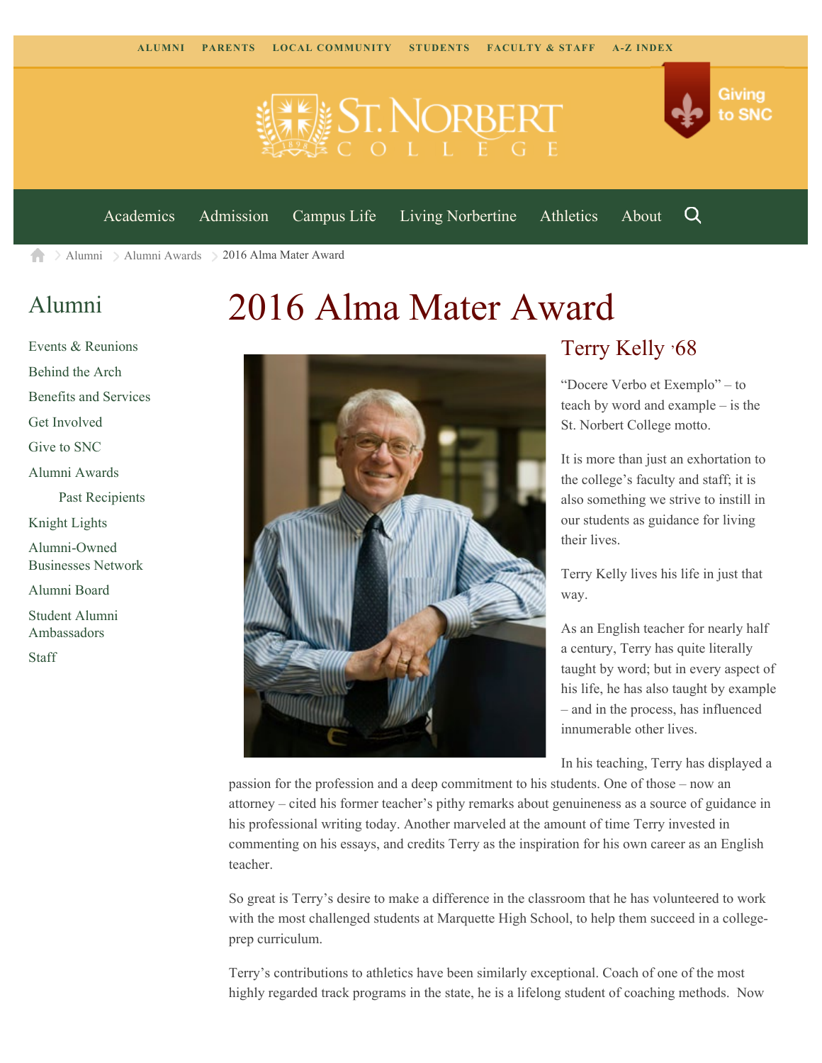ALUMNI PARENTS LOCAL COMMUNITY STUDENTS FACULTY & STAFF A-Z INDEX

Giving to SNC

Academics Admission Campus Life Living Norbertine Athletics About

Alumni > Alumni Awards > 2016 Alma Mater Award

## Alumni

- Events & Reunions
- Behind the Arch
- Benefits and Services
- Get Involved
- Give to SNC
- Alumni Awards
  - Past Recipients
- Knight Lights
- Alumni-Owned Businesses Network
- Alumni Board
- Student Alumni Ambassadors
- Staff

# 2016 Alma Mater Award

## Terry Kelly '68

"Docere Verbo et Exemplo" – to teach by word and example – is the St. Norbert College motto.

It is more than just an exhortation to the college's faculty and staff; it is also something we strive to instill in our students as guidance for living their lives.

Terry Kelly lives his life in just that way.

As an English teacher for nearly half a century, Terry has quite literally taught by word; but in every aspect of his life, he has also taught by example – and in the process, has influenced innumerable other lives.

In his teaching, Terry has displayed a passion for the profession and a deep commitment to his students. One of those – now an attorney – cited his former teacher's pithy remarks about genuineness as a source of guidance in his professional writing today. Another marveled at the amount of time Terry invested in commenting on his essays, and credits Terry as the inspiration for his own career as an English teacher.

So great is Terry's desire to make a difference in the classroom that he has volunteered to work with the most challenged students at Marquette High School, to help them succeed in a college-prep curriculum.

Terry's contributions to athletics have been similarly exceptional. Coach of one of the most highly regarded track programs in the state, he is a lifelong student of coaching methods. Now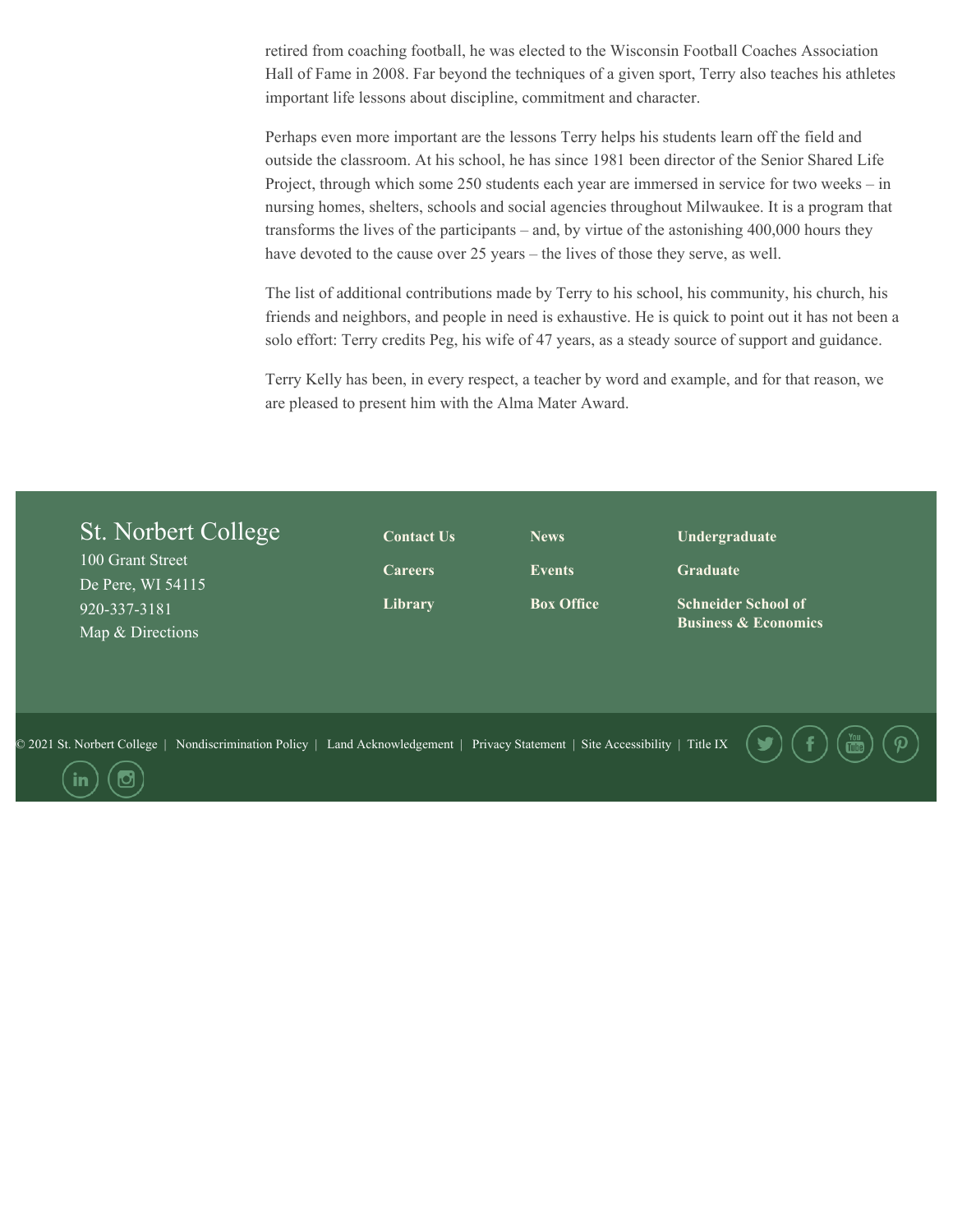retired from coaching football, he was elected to the Wisconsin Football Coaches Association Hall of Fame in 2008. Far beyond the techniques of a given sport, Terry also teaches his athletes important life lessons about discipline, commitment and character.

Perhaps even more important are the lessons Terry helps his students learn off the field and outside the classroom. At his school, he has since 1981 been director of the Senior Shared Life Project, through which some 250 students each year are immersed in service for two weeks – in nursing homes, shelters, schools and social agencies throughout Milwaukee. It is a program that transforms the lives of the participants – and, by virtue of the astonishing 400,000 hours they have devoted to the cause over 25 years – the lives of those they serve, as well.

The list of additional contributions made by Terry to his school, his community, his church, his friends and neighbors, and people in need is exhaustive. He is quick to point out it has not been a solo effort: Terry credits Peg, his wife of 47 years, as a steady source of support and guidance.

Terry Kelly has been, in every respect, a teacher by word and example, and for that reason, we are pleased to present him with the Alma Mater Award.

St. Norbert College
100 Grant Street
De Pere, WI 54115
920-337-3181
Map & Directions

**Contact Us**
**Careers**
**Library**

**News**
**Events**
**Box Office**

**Undergraduate**
**Graduate**
**Schneider School of Business & Economics**

© 2021 St. Norbert College | Nondiscrimination Policy | Land Acknowledgement | Privacy Statement | Site Accessibility | Title IX